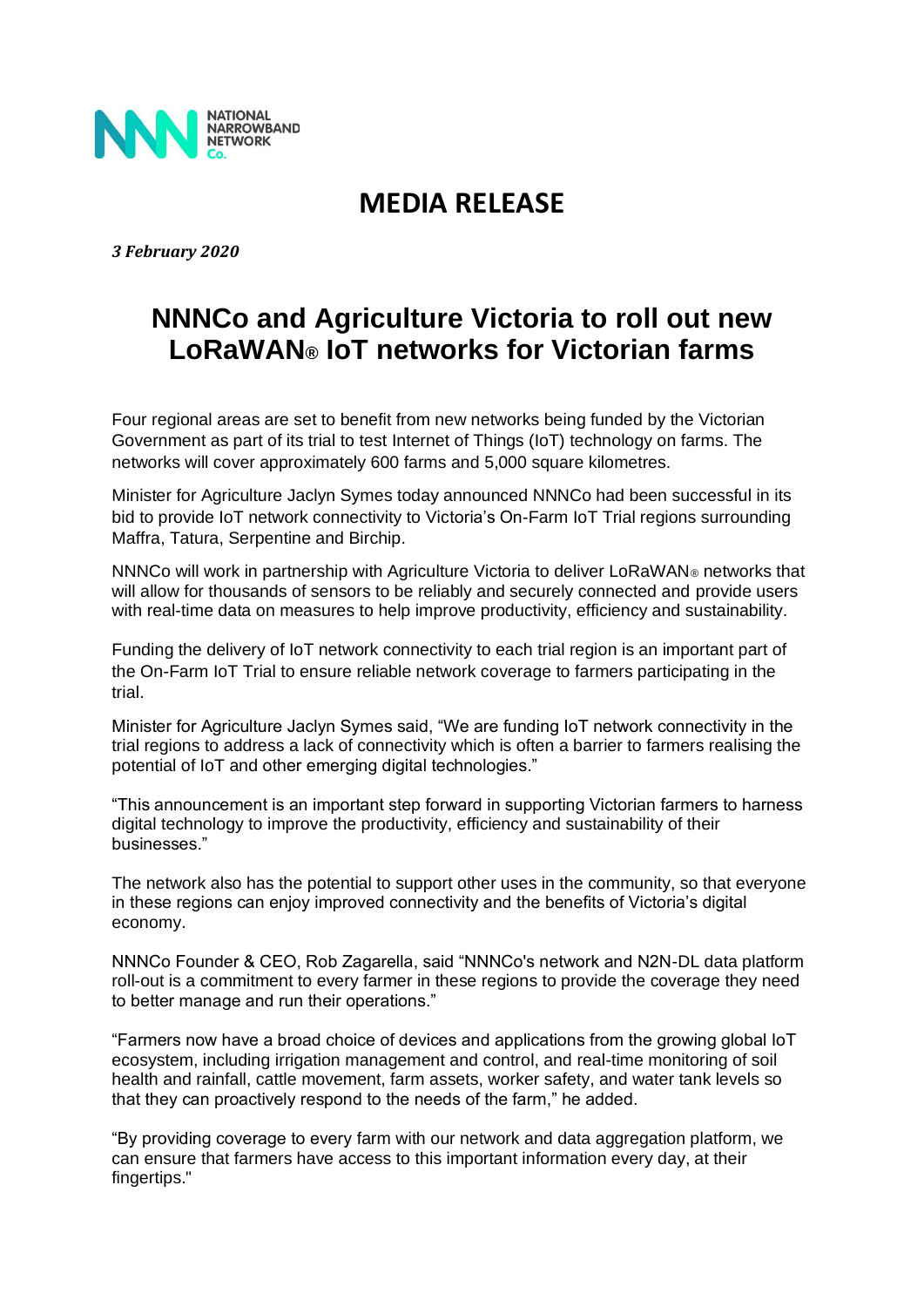NATIONAL NARROWBAND NETWORK Co.

# MEDIA RELEASE

***3 February 2020***

## NNNCo and Agriculture Victoria to roll out new LoRaWAN® IoT networks for Victorian farms

Four regional areas are set to benefit from new networks being funded by the Victorian Government as part of its trial to test Internet of Things (IoT) technology on farms. The networks will cover approximately 600 farms and 5,000 square kilometres.

Minister for Agriculture Jaclyn Symes today announced NNNCo had been successful in its bid to provide IoT network connectivity to Victoria's On-Farm IoT Trial regions surrounding Maffra, Tatura, Serpentine and Birchip.

NNNCo will work in partnership with Agriculture Victoria to deliver LoRaWAN® networks that will allow for thousands of sensors to be reliably and securely connected and provide users with real-time data on measures to help improve productivity, efficiency and sustainability.

Funding the delivery of IoT network connectivity to each trial region is an important part of the On-Farm IoT Trial to ensure reliable network coverage to farmers participating in the trial.

Minister for Agriculture Jaclyn Symes said, "We are funding IoT network connectivity in the trial regions to address a lack of connectivity which is often a barrier to farmers realising the potential of IoT and other emerging digital technologies."

"This announcement is an important step forward in supporting Victorian farmers to harness digital technology to improve the productivity, efficiency and sustainability of their businesses."

The network also has the potential to support other uses in the community, so that everyone in these regions can enjoy improved connectivity and the benefits of Victoria's digital economy.

NNNCo Founder & CEO, Rob Zagarella, said "NNNCo's network and N2N-DL data platform roll-out is a commitment to every farmer in these regions to provide the coverage they need to better manage and run their operations."

"Farmers now have a broad choice of devices and applications from the growing global IoT ecosystem, including irrigation management and control, and real-time monitoring of soil health and rainfall, cattle movement, farm assets, worker safety, and water tank levels so that they can proactively respond to the needs of the farm," he added.

"By providing coverage to every farm with our network and data aggregation platform, we can ensure that farmers have access to this important information every day, at their fingertips."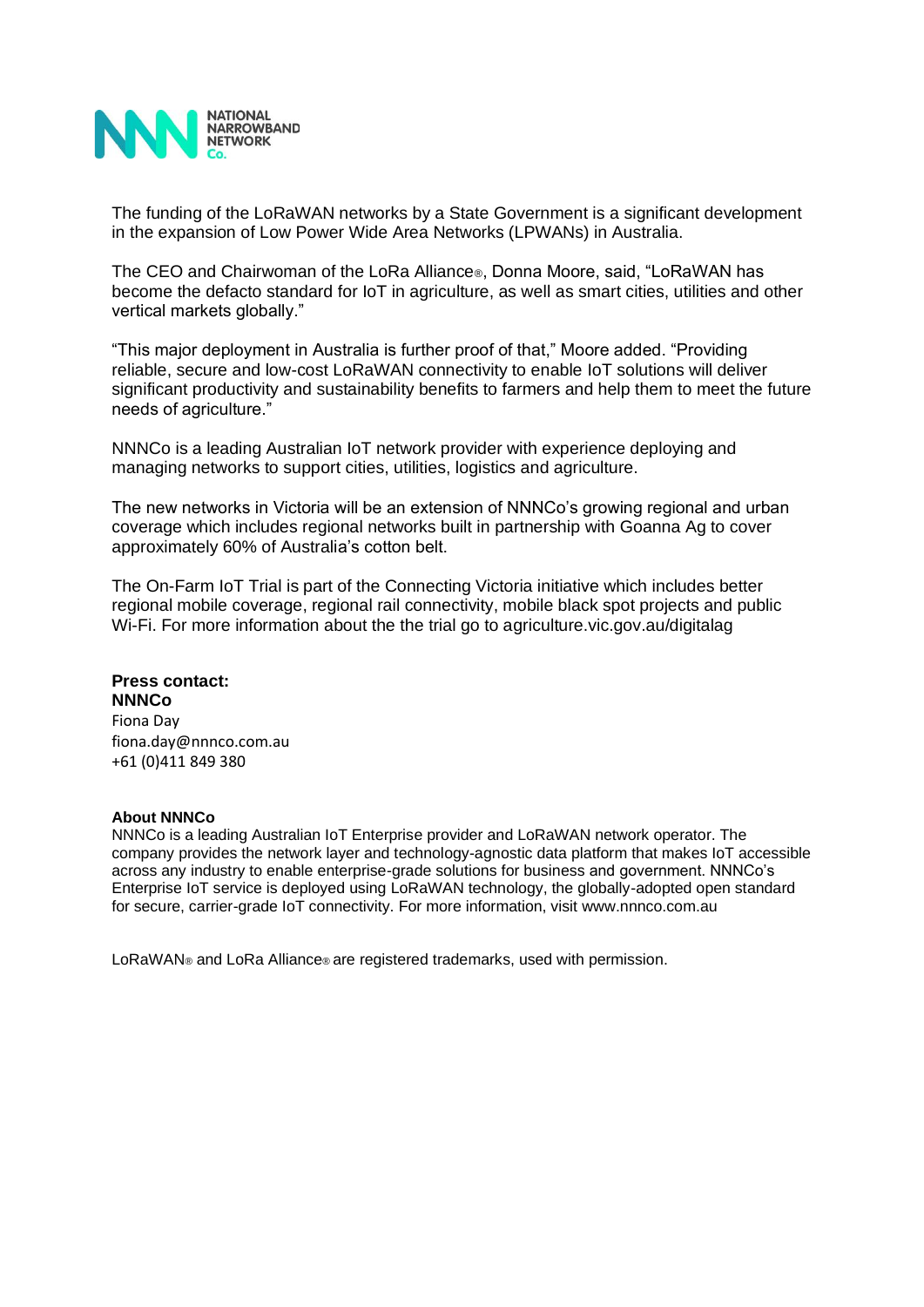The funding of the LoRaWAN networks by a State Government is a significant development in the expansion of Low Power Wide Area Networks (LPWANs) in Australia.

The CEO and Chairwoman of the LoRa Alliance®, Donna Moore, said, "LoRaWAN has become the defacto standard for IoT in agriculture, as well as smart cities, utilities and other vertical markets globally."

"This major deployment in Australia is further proof of that," Moore added. "Providing reliable, secure and low-cost LoRaWAN connectivity to enable IoT solutions will deliver significant productivity and sustainability benefits to farmers and help them to meet the future needs of agriculture."

NNNCo is a leading Australian IoT network provider with experience deploying and managing networks to support cities, utilities, logistics and agriculture.

The new networks in Victoria will be an extension of NNNCo's growing regional and urban coverage which includes regional networks built in partnership with Goanna Ag to cover approximately 60% of Australia's cotton belt.

The On-Farm IoT Trial is part of the Connecting Victoria initiative which includes better regional mobile coverage, regional rail connectivity, mobile black spot projects and public Wi-Fi. For more information about the the trial go to agriculture.vic.gov.au/digitalag

**Press contact:**
**NNNCo**
Fiona Day
fiona.day@nnnco.com.au
+61 (0)411 849 380

**About NNNCo**
NNNCo is a leading Australian IoT Enterprise provider and LoRaWAN network operator. The company provides the network layer and technology-agnostic data platform that makes IoT accessible across any industry to enable enterprise-grade solutions for business and government. NNNCo's Enterprise IoT service is deployed using LoRaWAN technology, the globally-adopted open standard for secure, carrier-grade IoT connectivity. For more information, visit www.nnnco.com.au

LoRaWAN® and LoRa Alliance® are registered trademarks, used with permission.